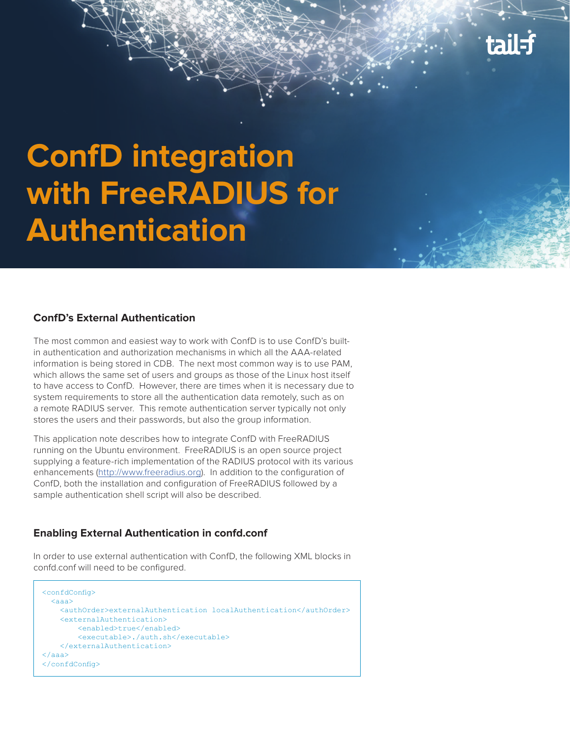# ConfD integration with FreeRADIUS for Authentication

## ConfD's External Authentication

The most common and easiest way to work with ConfD is to use ConfD's built-in authentication and authorization mechanisms in which all the AAA-related information is being stored in CDB. The next most common way is to use PAM, which allows the same set of users and groups as those of the Linux host itself to have access to ConfD. However, there are times when it is necessary due to system requirements to store all the authentication data remotely, such as on a remote RADIUS server. This remote authentication server typically not only stores the users and their passwords, but also the group information.

This application note describes how to integrate ConfD with FreeRADIUS running on the Ubuntu environment. FreeRADIUS is an open source project supplying a feature-rich implementation of the RADIUS protocol with its various enhancements (http://www.freeradius.org). In addition to the configuration of ConfD, both the installation and configuration of FreeRADIUS followed by a sample authentication shell script will also be described.

## Enabling External Authentication in confd.conf

In order to use external authentication with ConfD, the following XML blocks in confd.conf will need to be configured.

```
<confdConfig>
  <aaa>
    <authOrder>externalAuthentication localAuthentication</authOrder>
    <externalAuthentication>
        <enabled>true</enabled>
        <executable>./auth.sh</executable>
    </externalAuthentication>
</aaa>
</confdConfig>
```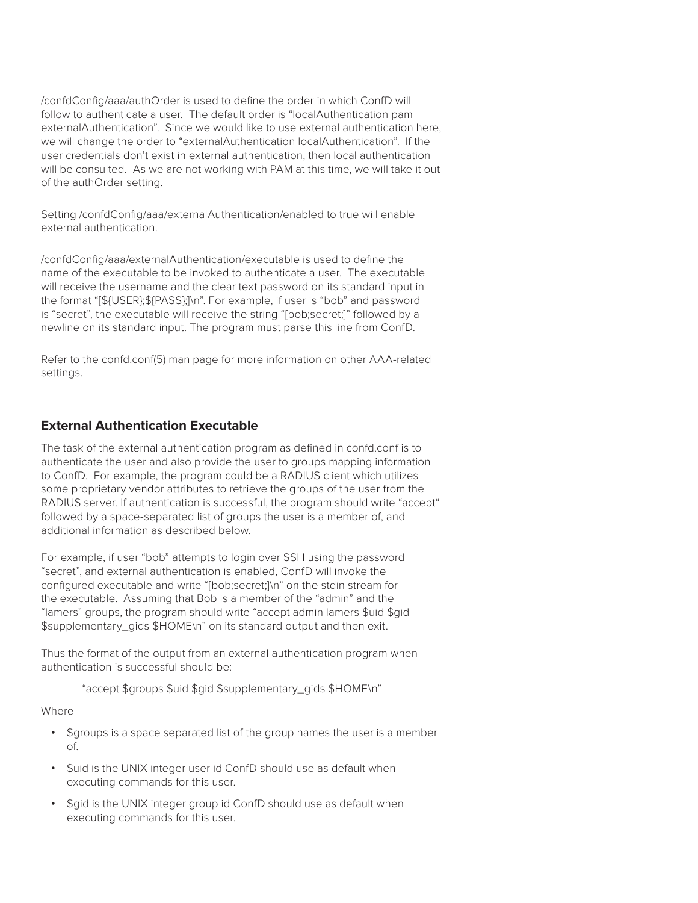/confdConfig/aaa/authOrder is used to define the order in which ConfD will follow to authenticate a user. The default order is "localAuthentication pam externalAuthentication". Since we would like to use external authentication here, we will change the order to "externalAuthentication localAuthentication". If the user credentials don't exist in external authentication, then local authentication will be consulted. As we are not working with PAM at this time, we will take it out of the authOrder setting.

Setting /confdConfig/aaa/externalAuthentication/enabled to true will enable external authentication.

/confdConfig/aaa/externalAuthentication/executable is used to define the name of the executable to be invoked to authenticate a user. The executable will receive the username and the clear text password on its standard input in the format "[${USER};${PASS};]\n". For example, if user is "bob" and password is "secret", the executable will receive the string "[bob;secret;]" followed by a newline on its standard input. The program must parse this line from ConfD.

Refer to the confd.conf(5) man page for more information on other AAA-related settings.

## External Authentication Executable

The task of the external authentication program as defined in confd.conf is to authenticate the user and also provide the user to groups mapping information to ConfD. For example, the program could be a RADIUS client which utilizes some proprietary vendor attributes to retrieve the groups of the user from the RADIUS server. If authentication is successful, the program should write "accept" followed by a space-separated list of groups the user is a member of, and additional information as described below.

For example, if user "bob" attempts to login over SSH using the password "secret", and external authentication is enabled, ConfD will invoke the configured executable and write "[bob;secret;]\n" on the stdin stream for the executable. Assuming that Bob is a member of the "admin" and the "lamers" groups, the program should write "accept admin lamers $uid $gid $supplementary_gids $HOME\n" on its standard output and then exit.

Thus the format of the output from an external authentication program when authentication is successful should be:

"accept $groups $uid $gid $supplementary_gids $HOME\n"

Where

- $groups is a space separated list of the group names the user is a member of.
- $uid is the UNIX integer user id ConfD should use as default when executing commands for this user.
- $gid is the UNIX integer group id ConfD should use as default when executing commands for this user.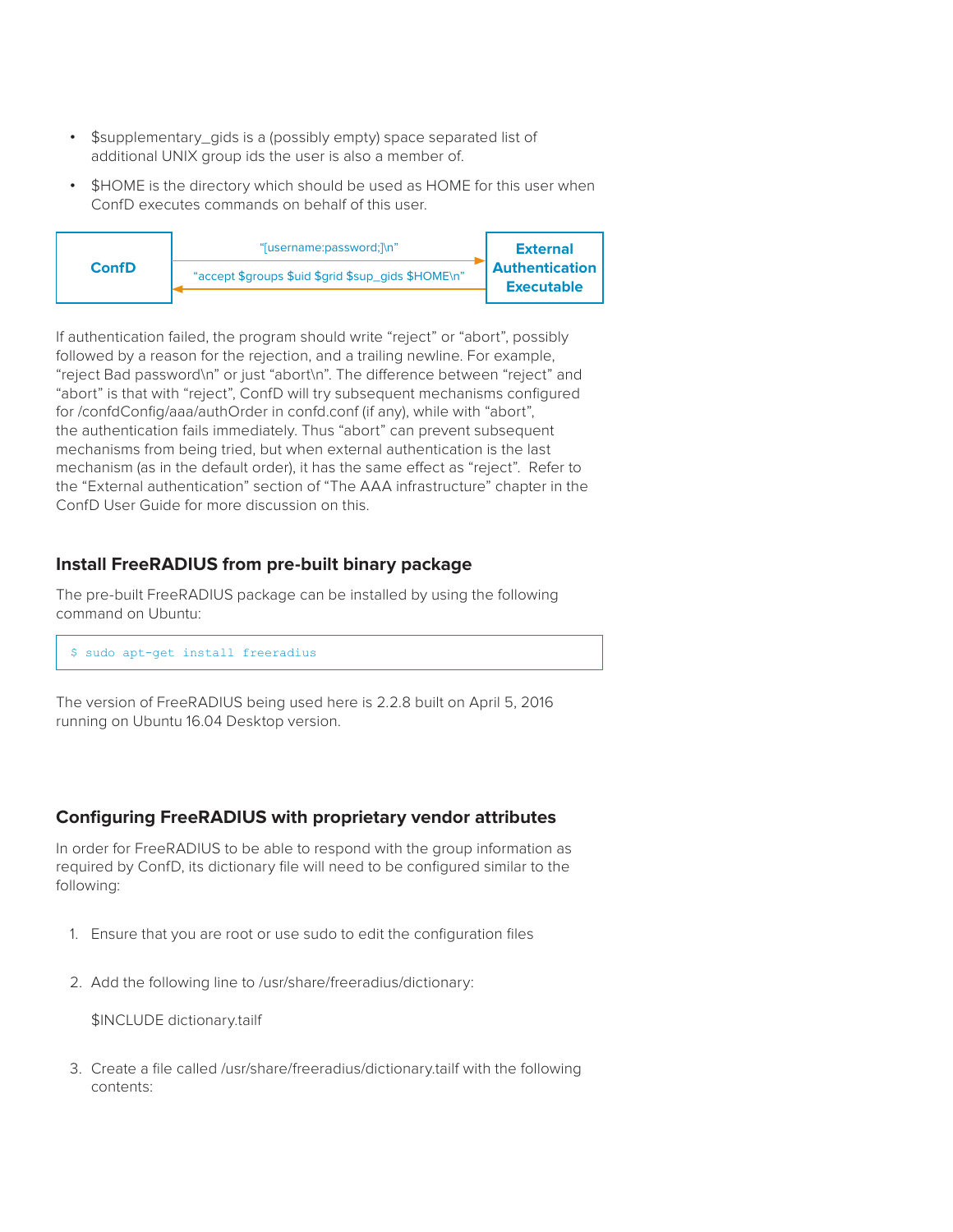- $supplementary_gids is a (possibly empty) space separated list of additional UNIX group ids the user is also a member of.
- $HOME is the directory which should be used as HOME for this user when ConfD executes commands on behalf of this user.

**ConfD** → "[username:password;]\n" → **External Authentication Executable**

**External Authentication Executable** → "accept $groups $uid $grid $sup_gids $HOME\n" → **ConfD**

If authentication failed, the program should write "reject" or "abort", possibly followed by a reason for the rejection, and a trailing newline. For example, "reject Bad password\n" or just "abort\n". The difference between "reject" and "abort" is that with "reject", ConfD will try subsequent mechanisms configured for /confdConfig/aaa/authOrder in confd.conf (if any), while with "abort", the authentication fails immediately. Thus "abort" can prevent subsequent mechanisms from being tried, but when external authentication is the last mechanism (as in the default order), it has the same effect as "reject". Refer to the "External authentication" section of "The AAA infrastructure" chapter in the ConfD User Guide for more discussion on this.

## Install FreeRADIUS from pre-built binary package

The pre-built FreeRADIUS package can be installed by using the following command on Ubuntu:

```
$ sudo apt-get install freeradius
```

The version of FreeRADIUS being used here is 2.2.8 built on April 5, 2016 running on Ubuntu 16.04 Desktop version.

## Configuring FreeRADIUS with proprietary vendor attributes

In order for FreeRADIUS to be able to respond with the group information as required by ConfD, its dictionary file will need to be configured similar to the following:

1. Ensure that you are root or use sudo to edit the configuration files

2. Add the following line to /usr/share/freeradius/dictionary:

   $INCLUDE dictionary.tailf

3. Create a file called /usr/share/freeradius/dictionary.tailf with the following contents: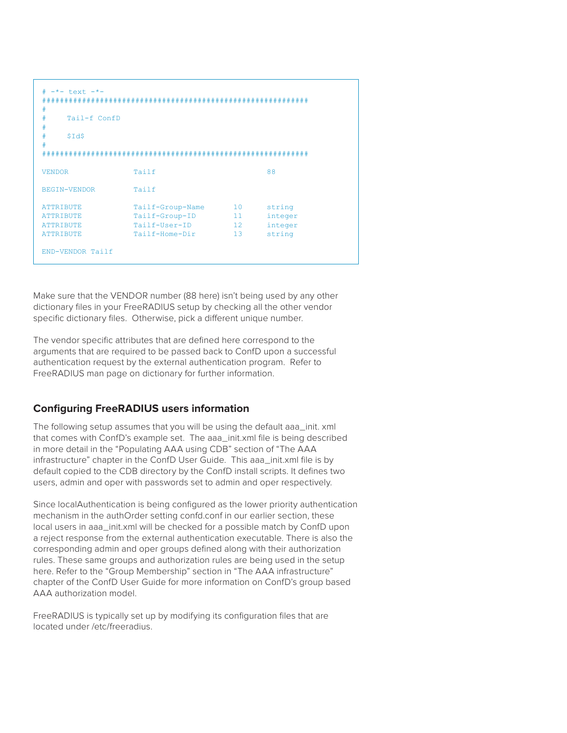```
# -*- text -*-
############################################################
#
#     Tail-f ConfD
#
#     $Id$
#
############################################################

VENDOR              Tailf                           88

BEGIN-VENDOR        Tailf

ATTRIBUTE           Tailf-Group-Name       10      string
ATTRIBUTE           Tailf-Group-ID         11      integer
ATTRIBUTE           Tailf-User-ID          12      integer
ATTRIBUTE           Tailf-Home-Dir         13      string

END-VENDOR Tailf
```

Make sure that the VENDOR number (88 here) isn't being used by any other dictionary files in your FreeRADIUS setup by checking all the other vendor specific dictionary files.  Otherwise, pick a different unique number.

The vendor specific attributes that are defined here correspond to the arguments that are required to be passed back to ConfD upon a successful authentication request by the external authentication program.  Refer to FreeRADIUS man page on dictionary for further information.

## Configuring FreeRADIUS users information

The following setup assumes that you will be using the default aaa_init. xml that comes with ConfD's example set.  The aaa_init.xml file is being described in more detail in the "Populating AAA using CDB" section of "The AAA infrastructure" chapter in the ConfD User Guide.  This aaa_init.xml file is by default copied to the CDB directory by the ConfD install scripts. It defines two users, admin and oper with passwords set to admin and oper respectively.

Since localAuthentication is being configured as the lower priority authentication mechanism in the authOrder setting confd.conf in our earlier section, these local users in aaa_init.xml will be checked for a possible match by ConfD upon a reject response from the external authentication executable. There is also the corresponding admin and oper groups defined along with their authorization rules. These same groups and authorization rules are being used in the setup here. Refer to the "Group Membership" section in "The AAA infrastructure" chapter of the ConfD User Guide for more information on ConfD's group based AAA authorization model.

FreeRADIUS is typically set up by modifying its configuration files that are located under /etc/freeradius.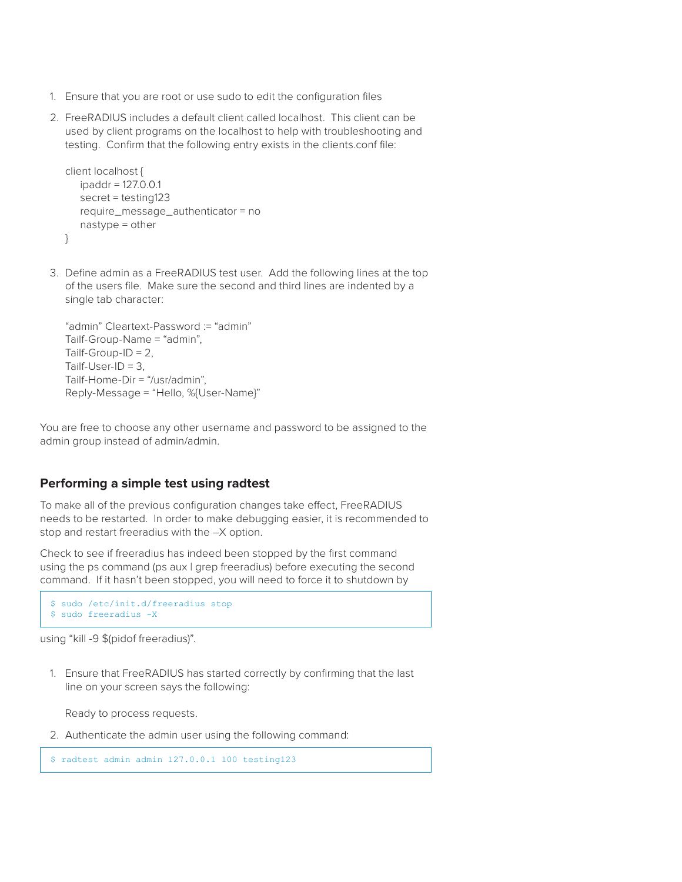1. Ensure that you are root or use sudo to edit the configuration files

2. FreeRADIUS includes a default client called localhost. This client can be used by client programs on the localhost to help with troubleshooting and testing. Confirm that the following entry exists in the clients.conf file:

   ```
   client localhost {
       ipaddr = 127.0.0.1
       secret = testing123
       require_message_authenticator = no
       nastype = other
   }
   ```

3. Define admin as a FreeRADIUS test user. Add the following lines at the top of the users file. Make sure the second and third lines are indented by a single tab character:

   ```
   "admin" Cleartext-Password := "admin"
   Tailf-Group-Name = "admin",
   Tailf-Group-ID = 2,
   Tailf-User-ID = 3,
   Tailf-Home-Dir = "/usr/admin",
   Reply-Message = "Hello, %{User-Name}"
   ```

You are free to choose any other username and password to be assigned to the admin group instead of admin/admin.

### Performing a simple test using radtest

To make all of the previous configuration changes take effect, FreeRADIUS needs to be restarted. In order to make debugging easier, it is recommended to stop and restart freeradius with the –X option.

Check to see if freeradius has indeed been stopped by the first command using the ps command (ps aux | grep freeradius) before executing the second command. If it hasn't been stopped, you will need to force it to shutdown by

```
$ sudo /etc/init.d/freeradius stop
$ sudo freeradius -X
```

using "kill -9 $(pidof freeradius)".

1. Ensure that FreeRADIUS has started correctly by confirming that the last line on your screen says the following:

   Ready to process requests.

2. Authenticate the admin user using the following command:

```
$ radtest admin admin 127.0.0.1 100 testing123
```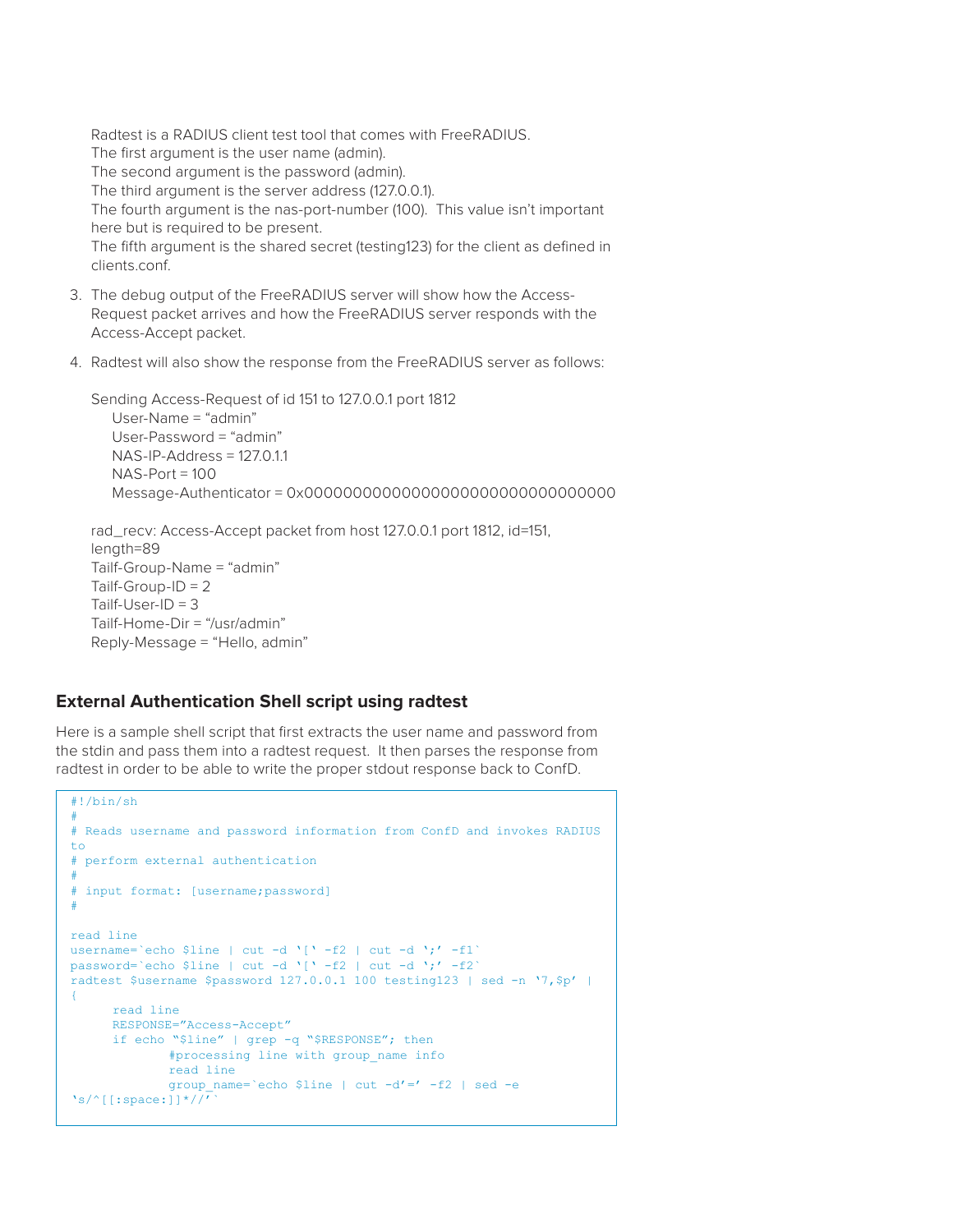Radtest is a RADIUS client test tool that comes with FreeRADIUS.
The first argument is the user name (admin).
The second argument is the password (admin).
The third argument is the server address (127.0.0.1).
The fourth argument is the nas-port-number (100). This value isn't important here but is required to be present.
The fifth argument is the shared secret (testing123) for the client as defined in clients.conf.

3. The debug output of the FreeRADIUS server will show how the Access-Request packet arrives and how the FreeRADIUS server responds with the Access-Accept packet.

4. Radtest will also show the response from the FreeRADIUS server as follows:

```
Sending Access-Request of id 151 to 127.0.0.1 port 1812
    User-Name = "admin"
    User-Password = "admin"
    NAS-IP-Address = 127.0.1.1
    NAS-Port = 100
    Message-Authenticator = 0x00000000000000000000000000000000

rad_recv: Access-Accept packet from host 127.0.0.1 port 1812, id=151,
length=89
Tailf-Group-Name = "admin"
Tailf-Group-ID = 2
Tailf-User-ID = 3
Tailf-Home-Dir = "/usr/admin"
Reply-Message = "Hello, admin"
```

## External Authentication Shell script using radtest

Here is a sample shell script that first extracts the user name and password from the stdin and pass them into a radtest request. It then parses the response from radtest in order to be able to write the proper stdout response back to ConfD.

```
#!/bin/sh
#
# Reads username and password information from ConfD and invokes RADIUS
to
# perform external authentication
#
# input format: [username;password]
#

read line
username=`echo $line | cut -d '[' -f2 | cut -d ';' -f1`
password=`echo $line | cut -d '[' -f2 | cut -d ';' -f2`
radtest $username $password 127.0.0.1 100 testing123 | sed -n '7,$p' |
{
      read line
      RESPONSE="Access-Accept"
      if echo "$line" | grep -q "$RESPONSE"; then
             #processing line with group_name info
             read line
             group_name=`echo $line | cut -d'=' -f2 | sed -e
's/^[[:space:]]*//'`
```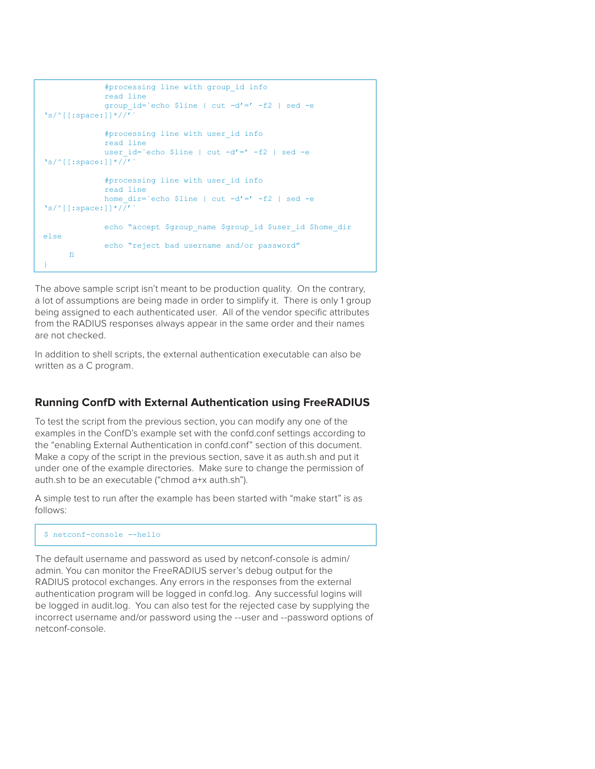```
            #processing line with group_id info
            read line
            group_id=`echo $line | cut -d'=' -f2 | sed -e
's/^[[:space:]]*//'`

            #processing line with user_id info
            read line
            user_id=`echo $line | cut -d'=' -f2 | sed -e
's/^[[:space:]]*//'`

            #processing line with user_id info
            read line
            home_dir=`echo $line | cut -d'=' -f2 | sed -e
's/^[[:space:]]*//'`

            echo "accept $group_name $group_id $user_id $home_dir
else
            echo "reject bad username and/or password"
      fi
}
```

The above sample script isn't meant to be production quality. On the contrary, a lot of assumptions are being made in order to simplify it. There is only 1 group being assigned to each authenticated user. All of the vendor specific attributes from the RADIUS responses always appear in the same order and their names are not checked.

In addition to shell scripts, the external authentication executable can also be written as a C program.

## Running ConfD with External Authentication using FreeRADIUS

To test the script from the previous section, you can modify any one of the examples in the ConfD's example set with the confd.conf settings according to the "enabling External Authentication in confd.conf" section of this document. Make a copy of the script in the previous section, save it as auth.sh and put it under one of the example directories. Make sure to change the permission of auth.sh to be an executable ("chmod a+x auth.sh").

A simple test to run after the example has been started with "make start" is as follows:

```
$ netconf-console --hello
```

The default username and password as used by netconf-console is admin/admin. You can monitor the FreeRADIUS server's debug output for the RADIUS protocol exchanges. Any errors in the responses from the external authentication program will be logged in confd.log. Any successful logins will be logged in audit.log. You can also test for the rejected case by supplying the incorrect username and/or password using the --user and --password options of netconf-console.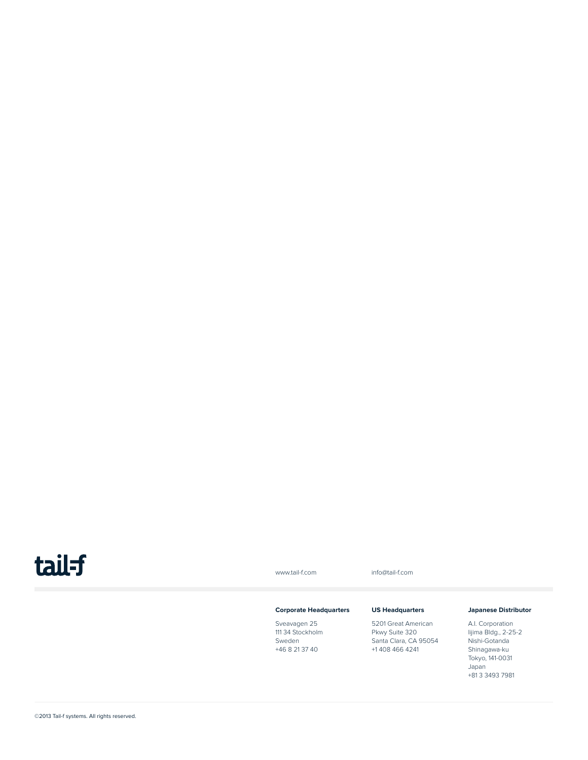tail-f

www.tail-f.com

info@tail-f.com

**Corporate Headquarters**

Sveavagen 25
111 34 Stockholm
Sweden
+46 8 21 37 40

**US Headquarters**

5201 Great American
Pkwy Suite 320
Santa Clara, CA 95054
+1 408 466 4241

**Japanese Distributor**

A.I. Corporation
Iijima Bldg., 2-25-2
Nishi-Gotanda
Shinagawa-ku
Tokyo, 141-0031
Japan
+81 3 3493 7981

©2013 Tail-f systems. All rights reserved.